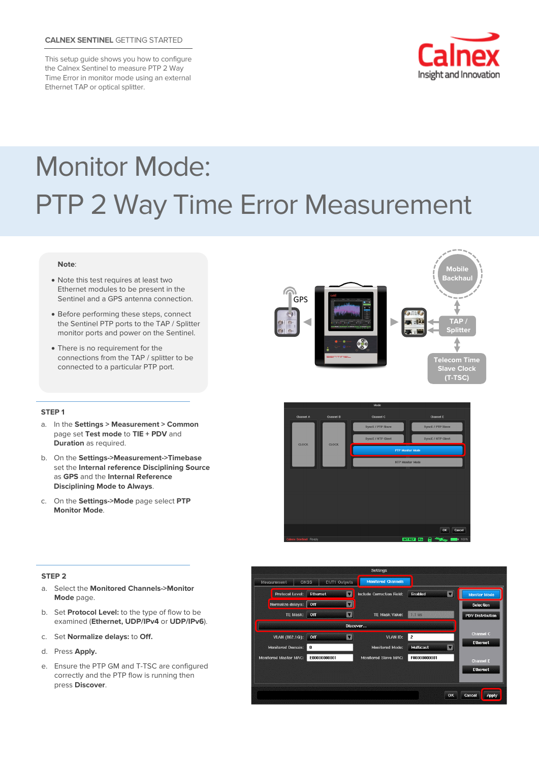**CALNEX SENTINEL** GETTING STARTED

This setup guide shows you how to configure the Calnex Sentinel to measure PTP 2 Way Time Error in monitor mode using an external Ethernet TAP or optical splitter.

# Monitor Mode:
# PTP 2 Way Time Error Measurement

**Note**:

- Note this test requires at least two Ethernet modules to be present in the Sentinel and a GPS antenna connection.
- Before performing these steps, connect the Sentinel PTP ports to the TAP / Splitter monitor ports and power on the Sentinel.
- There is no requirement for the connections from the TAP / splitter to be connected to a particular PTP port.

### STEP 1

a. In the **Settings** > **Measurement** > **Common** page set **Test mode** to **TIE** + **PDV** and **Duration** as required.

b. On the **Settings->Measurement->Timebase** set the **Internal reference Disciplining Source** as **GPS** and the **Internal Reference Disciplining Mode to Always**.

c. On the **Settings->Mode** page select **PTP Monitor Mode**.

### STEP 2

a. Select the **Monitored Channels->Monitor Mode** page.

b. Set **Protocol Level:** to the type of flow to be examined (**Ethernet, UDP/IPv4** or **UDP/IPv6**).

c. Set **Normalize delays:** to **Off.**

d. Press **Apply.**

e. Ensure the PTP GM and T-TSC are configured correctly and the PTP flow is running then press **Discover**.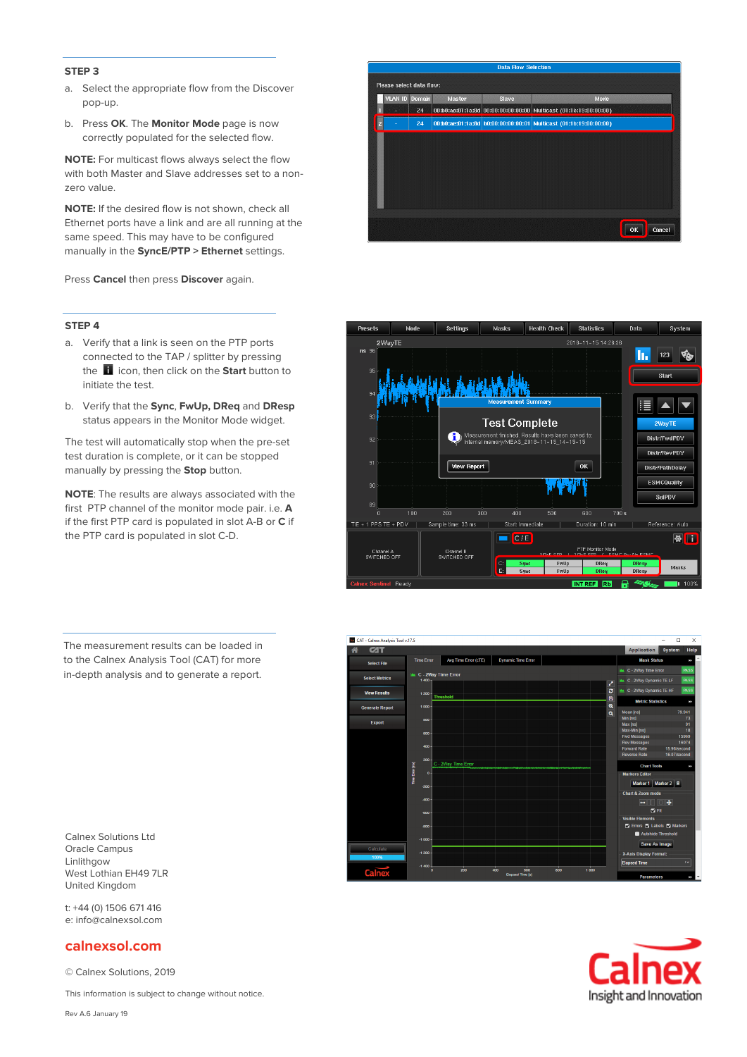### STEP 3

a. Select the appropriate flow from the Discover pop-up.

b. Press **OK**. The **Monitor Mode** page is now correctly populated for the selected flow.

**NOTE:** For multicast flows always select the flow with both Master and Slave addresses set to a non-zero value.

**NOTE:** If the desired flow is not shown, check all Ethernet ports have a link and are all running at the same speed. This may have to be configured manually in the **SyncE/PTP** > **Ethernet** settings.

Press **Cancel** then press **Discover** again.

### STEP 4

a. Verify that a link is seen on the PTP ports connected to the TAP / splitter by pressing the icon, then click on the **Start** button to initiate the test.

b. Verify that the **Sync**, **FwUp**, **DReq** and **DResp** status appears in the Monitor Mode widget.

The test will automatically stop when the pre-set test duration is complete, or it can be stopped manually by pressing the **Stop** button.

**NOTE**: The results are always associated with the first PTP channel of the monitor mode pair. i.e. **A** if the first PTP card is populated in slot A-B or **C** if the PTP card is populated in slot C-D.

The measurement results can be loaded in to the Calnex Analysis Tool (CAT) for more in-depth analysis and to generate a report.

Calnex Solutions Ltd
Oracle Campus
Linlithgow
West Lothian EH49 7LR
United Kingdom

t: +44 (0) 1506 671 416
e: info@calnexsol.com

**calnexsol.com**

© Calnex Solutions, 2019

This information is subject to change without notice.

Rev A.6 January 19